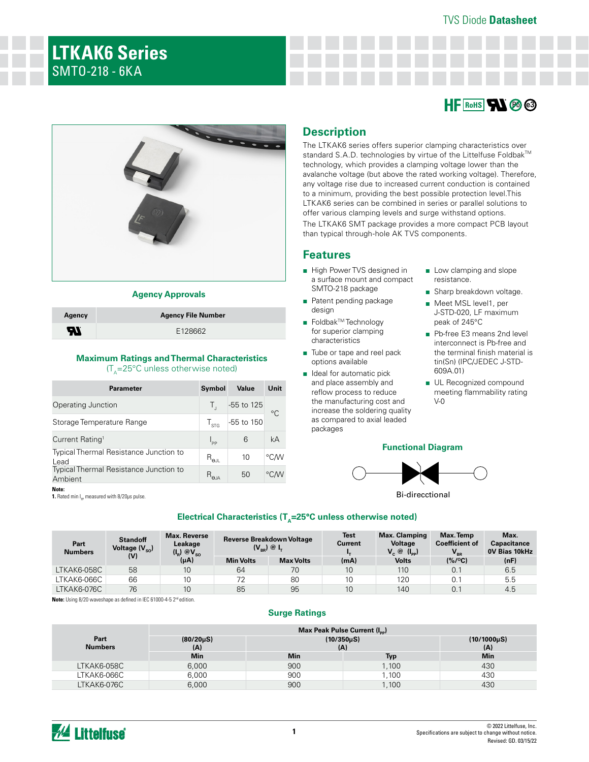TVS Diode **Datasheet**

# LTKAK6 Series

SMTO-218 - 6KA

## Description

The LTKAK6 series offers superior clamping characteristics over standard S.A.D. technologies by virtue of the Littelfuse Foldbak[TM] technology, which provides a clamping voltage lower than the avalanche voltage (but above the rated working voltage). Therefore, any voltage rise due to increased current conduction is contained to a minimum, providing the best possible protection level.This LTKAK6 series can be combined in series or parallel solutions to offer various clamping levels and surge withstand options.

The LTKAK6 SMT package provides a more compact PCB layout than typical through-hole AK TVS components.

## Features

- High Power TVS designed in a surface mount and compact SMTO-218 package
- Patent pending package design
- Foldbak[TM] Technology for superior clamping characteristics
- Tube or tape and reel pack options available
- Ideal for automatic pick and place assembly and reflow process to reduce the manufacturing cost and increase the soldering quality as compared to axial leaded packages
- Low clamping and slope resistance.
- Sharp breakdown voltage.
- Meet MSL level1, per J-STD-020, LF maximum peak of 245°C
- Pb-free E3 means 2nd level interconnect is Pb-free and the terminal finish material is tin(Sn) (IPC/JEDEC J-STD-609A.01)
- UL Recognized compound meeting flammability rating V-0

### Agency Approvals

| Agency | Agency File Number |
|---|---|
| UL | E128662 |

### Maximum Ratings and Thermal Characteristics

($T_A$=25°C unless otherwise noted)

| Parameter | Symbol | Value | Unit |
|---|---|---|---|
| Operating Junction | $T_J$ | -55 to 125 | °C |
| Storage Temperature Range | $T_{STG}$ | -55 to 150 | °C |
| Current Rating[1] | $I_{PP}$ | 6 | kA |
| Typical Thermal Resistance Junction to Lead | $R_{\theta JL}$ | 10 | °C/W |
| Typical Thermal Resistance Junction to Ambient | $R_{\theta JA}$ | 50 | °C/W |

**Note:**
**1.** Rated min $I_{pp}$ measured with 8/20μs pulse.

### Functional Diagram

Bi-direcctional

### Electrical Characteristics ($T_A$=25°C unless otherwise noted)

| Part Numbers | Standoff Voltage ($V_{SO}$) (V) | Max. Reverse Leakage ($I_R$) @$V_{SO}$ (μA) | Reverse Breakdown Voltage ($V_{BR}$) @ $I_T$ Min Volts | Reverse Breakdown Voltage ($V_{BR}$) @ $I_T$ Max Volts | Test Current $I_T$ (mA) | Max. Clamping Voltage $V_C$ @ ($I_{PP}$) Volts | Max. Temp Coefficient of $V_{BR}$ (%/°C) | Max. Capacitance 0V Bias 10kHz (nF) |
|---|---|---|---|---|---|---|---|---|
| LTKAK6-058C | 58 | 10 | 64 | 70 | 10 | 110 | 0.1 | 6.5 |
| LTKAK6-066C | 66 | 10 | 72 | 80 | 10 | 120 | 0.1 | 5.5 |
| LTKAK6-076C | 76 | 10 | 85 | 95 | 10 | 140 | 0.1 | 4.5 |

**Note:** Using 8/20 waveshape as defined in IEC 61000-4-5 2[nd] edition.

### Surge Ratings

| Part Numbers | Max Peak Pulse Current ($I_{PP}$) (80/20μS) (A) Min | (10/350μS) (A) Min | (10/350μS) (A) Typ | (10/1000μS) (A) Min |
|---|---|---|---|---|
| LTKAK6-058C | 6,000 | 900 | 1,100 | 430 |
| LTKAK6-066C | 6,000 | 900 | 1,100 | 430 |
| LTKAK6-076C | 6,000 | 900 | 1,100 | 430 |

© 2022 Littelfuse, Inc.
Specifications are subject to change without notice.
Revised: GD. 03/15/22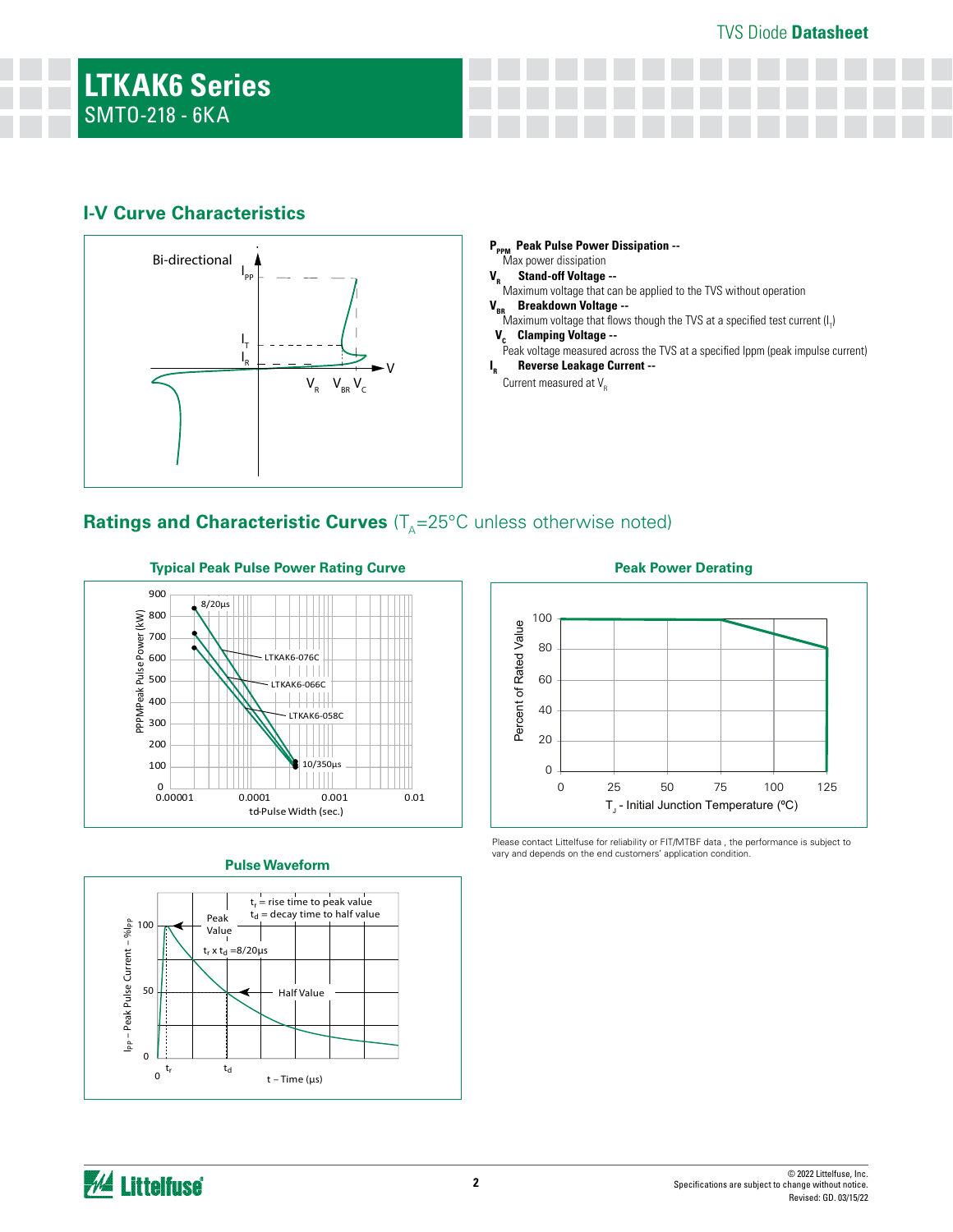# LTKAK6 Series

SMTO-218 - 6KA

## I-V Curve Characteristics

$P_{PPM}$ **Peak Pulse Power Dissipation --** Max power dissipation

$V_R$ **Stand-off Voltage --** Maximum voltage that can be applied to the TVS without operation

$V_{BR}$ **Breakdown Voltage --** Maximum voltage that flows though the TVS at a specified test current ($I_T$)

$V_C$ **Clamping Voltage --** Peak voltage measured across the TVS at a specified Ippm (peak impulse current)

$I_R$ **Reverse Leakage Current --** Current measured at $V_R$

## Ratings and Characteristic Curves ($T_A$=25°C unless otherwise noted)

**Typical Peak Pulse Power Rating Curve**

**Peak Power Derating**

Please contact Littelfuse for reliability or FIT/MTBF data , the performance is subject to vary and depends on the end customers' application condition.

**Pulse Waveform**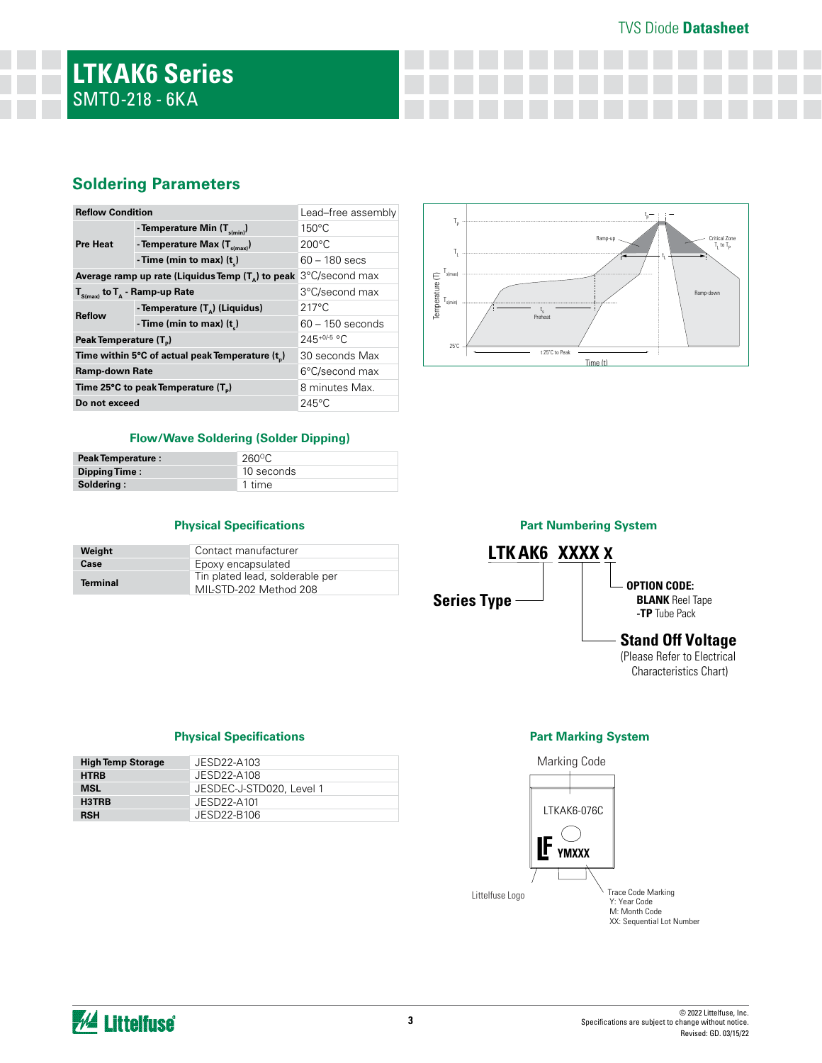# LTKAK6 Series

SMTO-218 - 6KA

## Soldering Parameters

| Reflow Condition | | Lead–free assembly |
|---|---|---|
| Pre Heat | - Temperature Min ($T_{s(min)}$) | 150°C |
| | - Temperature Max ($T_{s(max)}$) | 200°C |
| | - Time (min to max) ($t_s$) | 60 – 180 secs |
| Average ramp up rate (Liquidus Temp ($T_A$) to peak | | 3°C/second max |
| $T_{S(max)}$ to $T_A$ - Ramp-up Rate | | 3°C/second max |
| Reflow | - Temperature ($T_A$) (Liquidus) | 217°C |
| | - Time (min to max) ($t_s$) | 60 – 150 seconds |
| Peak Temperature ($T_P$) | | $245^{+0/-5}$ °C |
| Time within 5°C of actual peak Temperature ($t_p$) | | 30 seconds Max |
| Ramp-down Rate | | 6°C/second max |
| Time 25°C to peak Temperature ($T_P$) | | 8 minutes Max. |
| Do not exceed | | 245°C |

### Flow/Wave Soldering (Solder Dipping)

| Peak Temperature : | 260°C |
|---|---|
| Dipping Time : | 10 seconds |
| Soldering : | 1 time |

### Physical Specifications

| Weight | Contact manufacturer |
|---|---|
| Case | Epoxy encapsulated |
| Terminal | Tin plated lead, solderable per MIL-STD-202 Method 208 |

### Part Numbering System

**LTK AK6 XXXX X**

- Series Type: LTK AK6
- Stand Off Voltage: XXXX (Please Refer to Electrical Characteristics Chart)
- OPTION CODE: X
  - **BLANK** Reel Tape
  - **-TP** Tube Pack

### Physical Specifications

| High Temp Storage | JESD22-A103 |
|---|---|
| HTRB | JESD22-A108 |
| MSL | JESDEC-J-STD020, Level 1 |
| H3TRB | JESD22-A101 |
| RSH | JESD22-B106 |

### Part Marking System

Marking Code: LTKAK6-076C

YMXXX

Littelfuse Logo

Trace Code Marking
Y: Year Code
M: Month Code
XX: Sequential Lot Number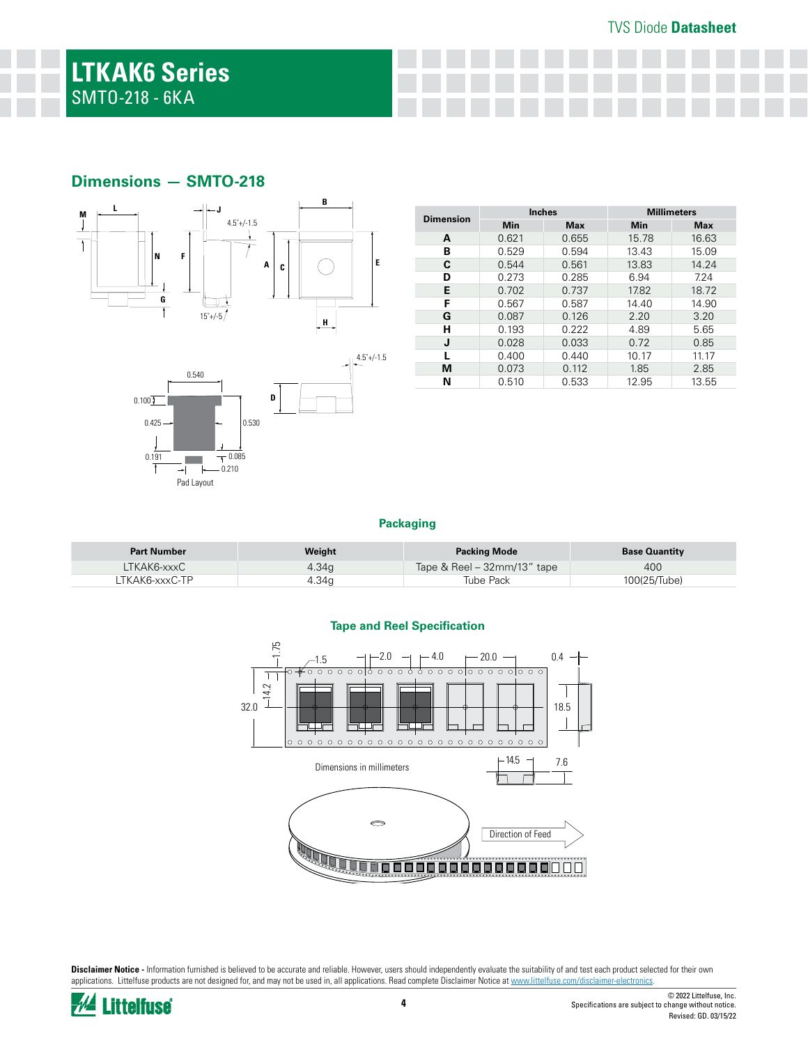# LTKAK6 Series

SMTO-218 - 6KA

## Dimensions — SMTO-218

M L J 4.5°+/-1.5 B

N F A C E

G 15°+/-5 H

4.5°+/-1.5

0.540

0.100 D

0.425 0.530

0.191 0.085

0.210

Pad Layout

| Dimension | Inches | | Millimeters | |
|---|---|---|---|---|
| | Min | Max | Min | Max |
| A | 0.621 | 0.655 | 15.78 | 16.63 |
| B | 0.529 | 0.594 | 13.43 | 15.09 |
| C | 0.544 | 0.561 | 13.83 | 14.24 |
| D | 0.273 | 0.285 | 6.94 | 7.24 |
| E | 0.702 | 0.737 | 17.82 | 18.72 |
| F | 0.567 | 0.587 | 14.40 | 14.90 |
| G | 0.087 | 0.126 | 2.20 | 3.20 |
| H | 0.193 | 0.222 | 4.89 | 5.65 |
| J | 0.028 | 0.033 | 0.72 | 0.85 |
| L | 0.400 | 0.440 | 10.17 | 11.17 |
| M | 0.073 | 0.112 | 1.85 | 2.85 |
| N | 0.510 | 0.533 | 12.95 | 13.55 |

## Packaging

| Part Number | Weight | Packing Mode | Base Quantity |
|---|---|---|---|
| LTKAK6-xxxC | 4.34g | Tape & Reel – 32mm/13" tape | 400 |
| LTKAK6-xxxC-TP | 4.34g | Tube Pack | 100(25/Tube) |

## Tape and Reel Specification

1.75 1.5 2.0 4.0 20.0 0.4

14.2

32.0 18.5

Dimensions in millimeters

14.5 7.6

Direction of Feed

**Disclaimer Notice -** Information furnished is believed to be accurate and reliable. However, users should independently evaluate the suitability of and test each product selected for their own applications. Littelfuse products are not designed for, and may not be used in, all applications. Read complete Disclaimer Notice at www.littelfuse.com/disclaimer-electronics.

© 2022 Littelfuse, Inc.
Specifications are subject to change without notice.
Revised: GD. 03/15/22